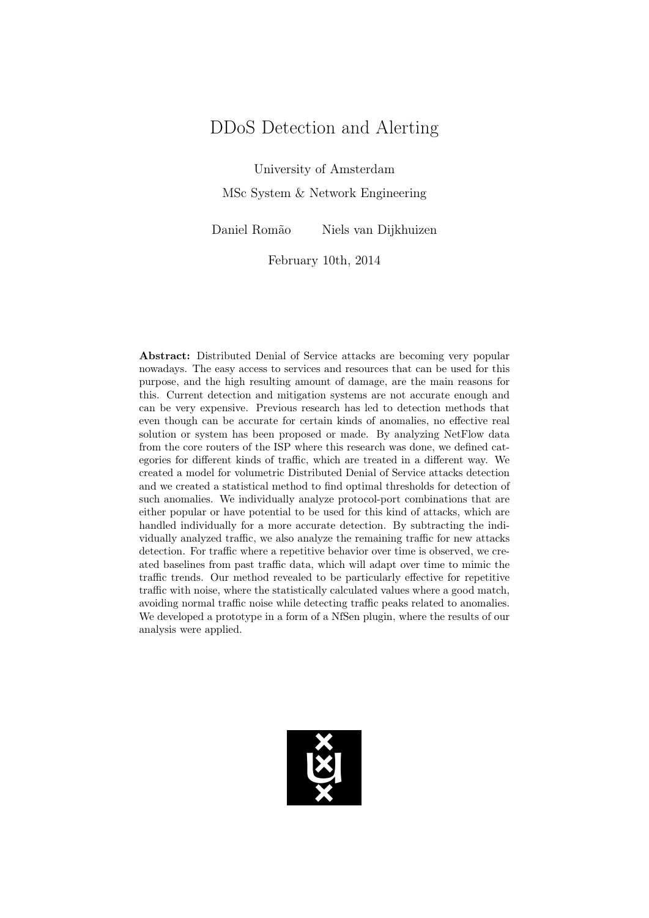# DDoS Detection and Alerting

University of Amsterdam

MSc System & Network Engineering

Daniel Romão     Niels van Dijkhuizen

February 10th, 2014

**Abstract:** Distributed Denial of Service attacks are becoming very popular nowadays. The easy access to services and resources that can be used for this purpose, and the high resulting amount of damage, are the main reasons for this. Current detection and mitigation systems are not accurate enough and can be very expensive. Previous research has led to detection methods that even though can be accurate for certain kinds of anomalies, no effective real solution or system has been proposed or made. By analyzing NetFlow data from the core routers of the ISP where this research was done, we defined categories for different kinds of traffic, which are treated in a different way. We created a model for volumetric Distributed Denial of Service attacks detection and we created a statistical method to find optimal thresholds for detection of such anomalies. We individually analyze protocol-port combinations that are either popular or have potential to be used for this kind of attacks, which are handled individually for a more accurate detection. By subtracting the individually analyzed traffic, we also analyze the remaining traffic for new attacks detection. For traffic where a repetitive behavior over time is observed, we created baselines from past traffic data, which will adapt over time to mimic the traffic trends. Our method revealed to be particularly effective for repetitive traffic with noise, where the statistically calculated values where a good match, avoiding normal traffic noise while detecting traffic peaks related to anomalies. We developed a prototype in a form of a NfSen plugin, where the results of our analysis were applied.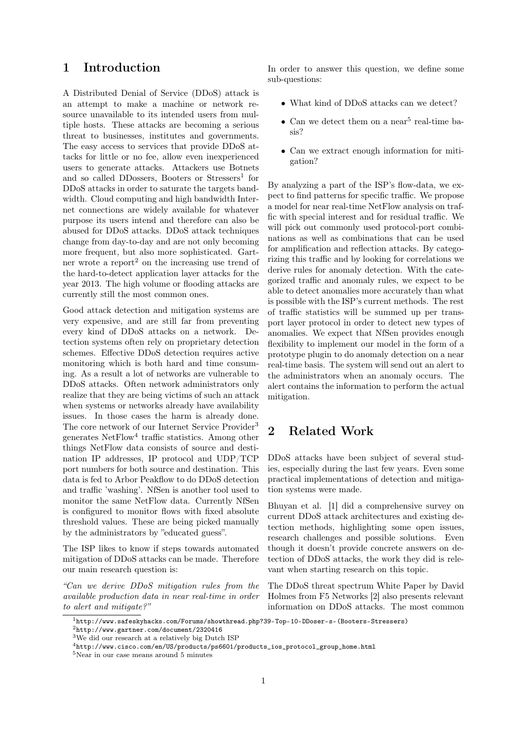# 1 Introduction

A Distributed Denial of Service (DDoS) attack is an attempt to make a machine or network resource unavailable to its intended users from multiple hosts. These attacks are becoming a serious threat to businesses, institutes and governments. The easy access to services that provide DDoS attacks for little or no fee, allow even inexperienced users to generate attacks. Attackers use Botnets and so called DDossers, Booters or Stressers[1] for DDoS attacks in order to saturate the targets bandwidth. Cloud computing and high bandwidth Internet connections are widely available for whatever purpose its users intend and therefore can also be abused for DDoS attacks. DDoS attack techniques change from day-to-day and are not only becoming more frequent, but also more sophisticated. Gartner wrote a report[2] on the increasing use trend of the hard-to-detect application layer attacks for the year 2013. The high volume or flooding attacks are currently still the most common ones.

Good attack detection and mitigation systems are very expensive, and are still far from preventing every kind of DDoS attacks on a network. Detection systems often rely on proprietary detection schemes. Effective DDoS detection requires active monitoring which is both hard and time consuming. As a result a lot of networks are vulnerable to DDoS attacks. Often network administrators only realize that they are being victims of such an attack when systems or networks already have availability issues. In those cases the harm is already done. The core network of our Internet Service Provider[3] generates NetFlow[4] traffic statistics. Among other things NetFlow data consists of source and destination IP addresses, IP protocol and UDP/TCP port numbers for both source and destination. This data is fed to Arbor Peakflow to do DDoS detection and traffic 'washing'. NfSen is another tool used to monitor the same NetFlow data. Currently NfSen is configured to monitor flows with fixed absolute threshold values. These are being picked manually by the administrators by "educated guess".

The ISP likes to know if steps towards automated mitigation of DDoS attacks can be made. Therefore our main research question is:

*"Can we derive DDoS mitigation rules from the available production data in near real-time in order to alert and mitigate?"*

In order to answer this question, we define some sub-questions:

- What kind of DDoS attacks can we detect?
- Can we detect them on a near[5] real-time basis?
- Can we extract enough information for mitigation?

By analyzing a part of the ISP's flow-data, we expect to find patterns for specific traffic. We propose a model for near real-time NetFlow analysis on traffic with special interest and for residual traffic. We will pick out commonly used protocol-port combinations as well as combinations that can be used for amplification and reflection attacks. By categorizing this traffic and by looking for correlations we derive rules for anomaly detection. With the categorized traffic and anomaly rules, we expect to be able to detect anomalies more accurately than what is possible with the ISP's current methods. The rest of traffic statistics will be summed up per transport layer protocol in order to detect new types of anomalies. We expect that NfSen provides enough flexibility to implement our model in the form of a prototype plugin to do anomaly detection on a near real-time basis. The system will send out an alert to the administrators when an anomaly occurs. The alert contains the information to perform the actual mitigation.

# 2 Related Work

DDoS attacks have been subject of several studies, especially during the last few years. Even some practical implementations of detection and mitigation systems were made.

Bhuyan et al. [1] did a comprehensive survey on current DDoS attack architectures and existing detection methods, highlighting some open issues, research challenges and possible solutions. Even though it doesn't provide concrete answers on detection of DDoS attacks, the work they did is relevant when starting research on this topic.

The DDoS threat spectrum White Paper by David Holmes from F5 Networks [2] also presents relevant information on DDoS attacks. The most common

---

[1] http://www.safeskyhacks.com/Forums/showthread.php?39-Top-10-DDoser-s-(Booters-Stressers)

[2] http://www.gartner.com/document/2320416

[3] We did our research at a relatively big Dutch ISP

[4] http://www.cisco.com/en/US/products/ps6601/products_ios_protocol_group_home.html

[5] Near in our case means around 5 minutes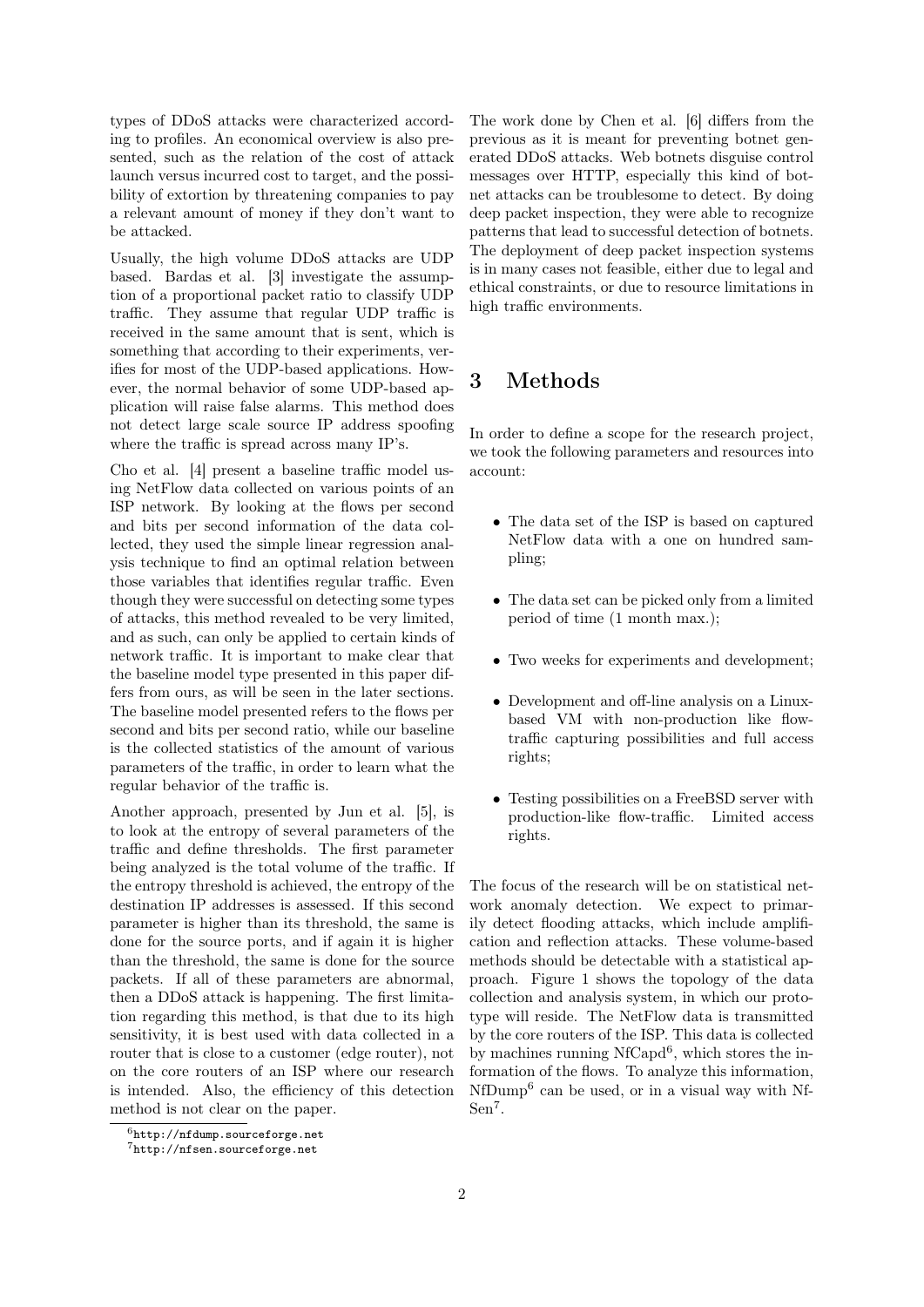types of DDoS attacks were characterized according to profiles. An economical overview is also presented, such as the relation of the cost of attack launch versus incurred cost to target, and the possibility of extortion by threatening companies to pay a relevant amount of money if they don't want to be attacked.

Usually, the high volume DDoS attacks are UDP based. Bardas et al. [3] investigate the assumption of a proportional packet ratio to classify UDP traffic. They assume that regular UDP traffic is received in the same amount that is sent, which is something that according to their experiments, verifies for most of the UDP-based applications. However, the normal behavior of some UDP-based application will raise false alarms. This method does not detect large scale source IP address spoofing where the traffic is spread across many IP's.

Cho et al. [4] present a baseline traffic model using NetFlow data collected on various points of an ISP network. By looking at the flows per second and bits per second information of the data collected, they used the simple linear regression analysis technique to find an optimal relation between those variables that identifies regular traffic. Even though they were successful on detecting some types of attacks, this method revealed to be very limited, and as such, can only be applied to certain kinds of network traffic. It is important to make clear that the baseline model type presented in this paper differs from ours, as will be seen in the later sections. The baseline model presented refers to the flows per second and bits per second ratio, while our baseline is the collected statistics of the amount of various parameters of the traffic, in order to learn what the regular behavior of the traffic is.

Another approach, presented by Jun et al. [5], is to look at the entropy of several parameters of the traffic and define thresholds. The first parameter being analyzed is the total volume of the traffic. If the entropy threshold is achieved, the entropy of the destination IP addresses is assessed. If this second parameter is higher than its threshold, the same is done for the source ports, and if again it is higher than the threshold, the same is done for the source packets. If all of these parameters are abnormal, then a DDoS attack is happening. The first limitation regarding this method, is that due to its high sensitivity, it is best used with data collected in a router that is close to a customer (edge router), not on the core routers of an ISP where our research is intended. Also, the efficiency of this detection method is not clear on the paper.

The work done by Chen et al. [6] differs from the previous as it is meant for preventing botnet generated DDoS attacks. Web botnets disguise control messages over HTTP, especially this kind of botnet attacks can be troublesome to detect. By doing deep packet inspection, they were able to recognize patterns that lead to successful detection of botnets. The deployment of deep packet inspection systems is in many cases not feasible, either due to legal and ethical constraints, or due to resource limitations in high traffic environments.

## 3 Methods

In order to define a scope for the research project, we took the following parameters and resources into account:

- The data set of the ISP is based on captured NetFlow data with a one on hundred sampling;
- The data set can be picked only from a limited period of time (1 month max.);
- Two weeks for experiments and development;
- Development and off-line analysis on a Linux-based VM with non-production like flow-traffic capturing possibilities and full access rights;
- Testing possibilities on a FreeBSD server with production-like flow-traffic. Limited access rights.

The focus of the research will be on statistical network anomaly detection. We expect to primarily detect flooding attacks, which include amplification and reflection attacks. These volume-based methods should be detectable with a statistical approach. Figure 1 shows the topology of the data collection and analysis system, in which our prototype will reside. The NetFlow data is transmitted by the core routers of the ISP. This data is collected by machines running NfCapd[6], which stores the information of the flows. To analyze this information, NfDump[6] can be used, or in a visual way with NfSen[7].

[6] http://nfdump.sourceforge.net

[7] http://nfsen.sourceforge.net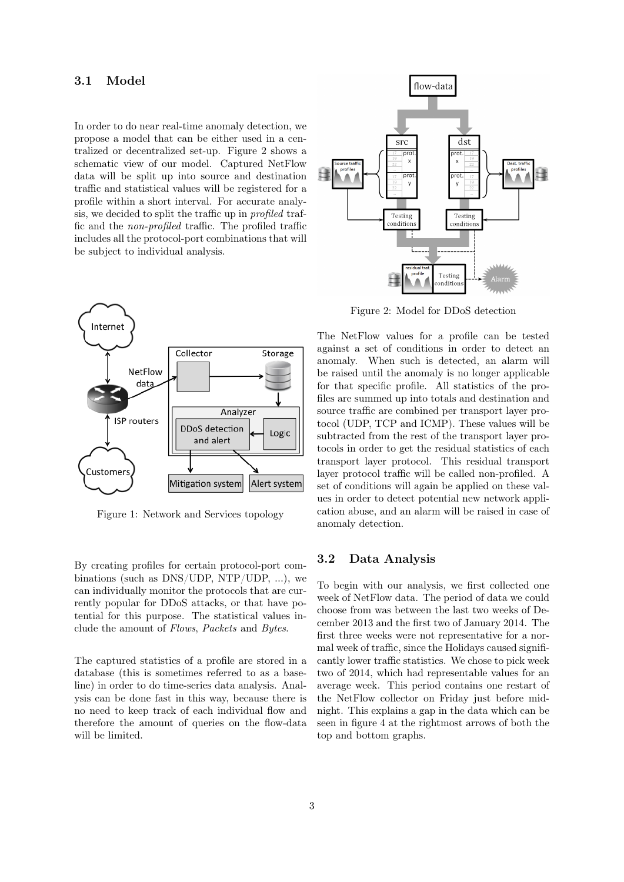### 3.1 Model

In order to do near real-time anomaly detection, we propose a model that can be either used in a centralized or decentralized set-up. Figure 2 shows a schematic view of our model. Captured NetFlow data will be split up into source and destination traffic and statistical values will be registered for a profile within a short interval. For accurate analysis, we decided to split the traffic up in *profiled* traffic and the *non-profiled* traffic. The profiled traffic includes all the protocol-port combinations that will be subject to individual analysis.

Internet
NetFlow data
ISP routers
Customers
Collector
Storage
Analyzer
DDoS detection and alert
Logic
Mitigation system
Alert system

Figure 1: Network and Services topology

By creating profiles for certain protocol-port combinations (such as DNS/UDP, NTP/UDP, ...), we can individually monitor the protocols that are currently popular for DDoS attacks, or that have potential for this purpose. The statistical values include the amount of *Flows*, *Packets* and *Bytes*.

The captured statistics of a profile are stored in a database (this is sometimes referred to as a baseline) in order to do time-series data analysis. Analysis can be done fast in this way, because there is no need to keep track of each individual flow and therefore the amount of queries on the flow-data will be limited.

flow-data
src
dst
Source traffic profiles
prot. x
prot. y
Dest. traffic profiles
Testing conditions
Testing conditions
residual traf. profile
Testing conditions
Alarm

Figure 2: Model for DDoS detection

The NetFlow values for a profile can be tested against a set of conditions in order to detect an anomaly. When such is detected, an alarm will be raised until the anomaly is no longer applicable for that specific profile. All statistics of the profiles are summed up into totals and destination and source traffic are combined per transport layer protocol (UDP, TCP and ICMP). These values will be subtracted from the rest of the transport layer protocols in order to get the residual statistics of each transport layer protocol. This residual transport layer protocol traffic will be called non-profiled. A set of conditions will again be applied on these values in order to detect potential new network application abuse, and an alarm will be raised in case of anomaly detection.

### 3.2 Data Analysis

To begin with our analysis, we first collected one week of NetFlow data. The period of data we could choose from was between the last two weeks of December 2013 and the first two of January 2014. The first three weeks were not representative for a normal week of traffic, since the Holidays caused significantly lower traffic statistics. We chose to pick week two of 2014, which had representable values for an average week. This period contains one restart of the NetFlow collector on Friday just before midnight. This explains a gap in the data which can be seen in figure 4 at the rightmost arrows of both the top and bottom graphs.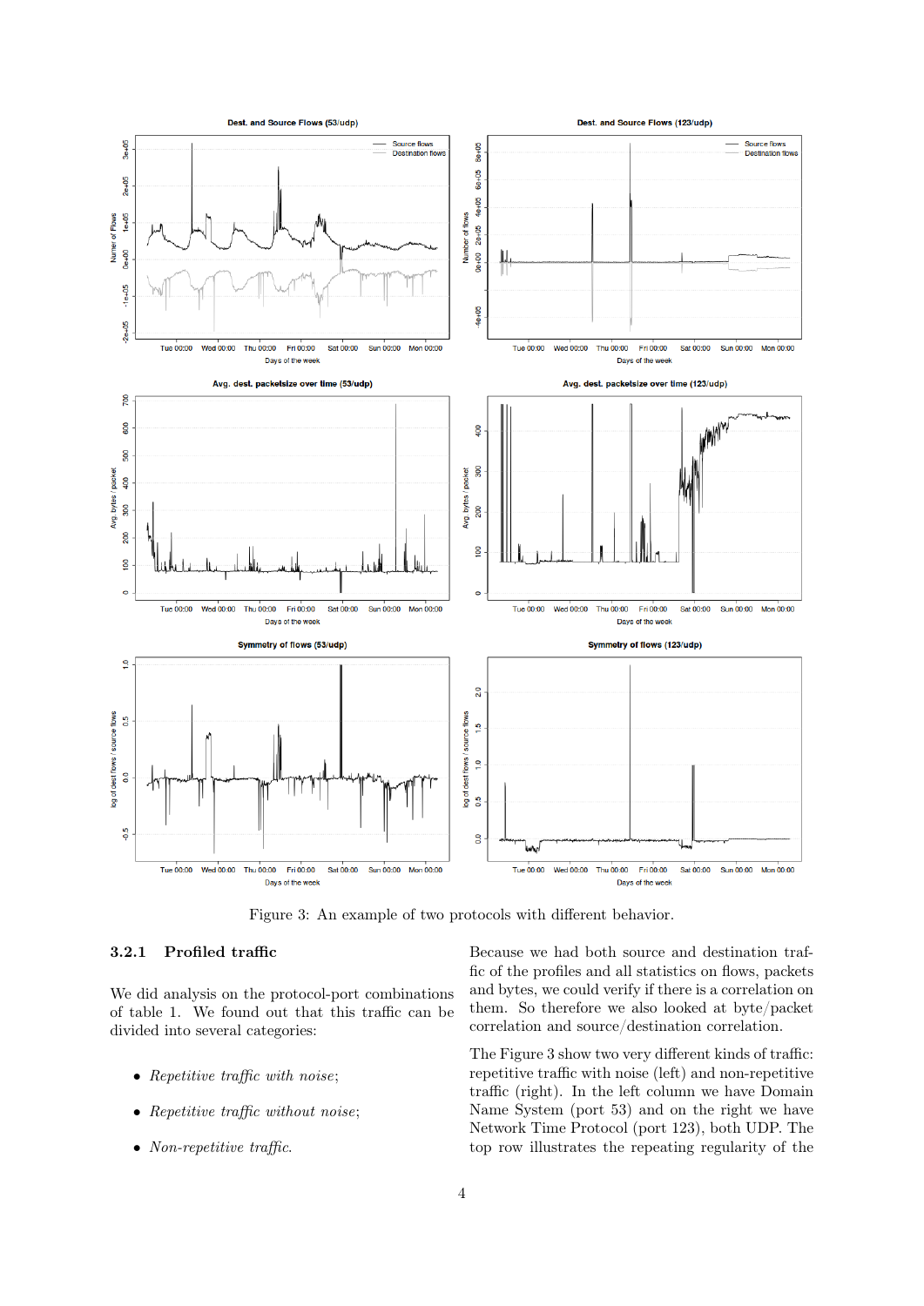Dest. and Source Flows (53/udp)

Source flows
Destination flows

Numer of Flows

3e+05
2e+05
1e+05
0e+00
-1e+05
-2e+05

Tue 00:00 Wed 00:00 Thu 00:00 Fri 00:00 Sat 00:00 Sun 00:00 Mon 00:00

Days of the week

Dest. and Source Flows (123/udp)

Source flows
Destination flows

Number of flows

8e+05
6e+05
4e+05
2e+05
0e+00
-4e+05

Tue 00:00 Wed 00:00 Thu 00:00 Fri 00:00 Sat 00:00 Sun 00:00 Mon 00:00

Days of the week

Avg. dest. packetsize over time (53/udp)

Avg. bytes / packet

700
600
500
400
300
200
100
0

Tue 00:00 Wed 00:00 Thu 00:00 Fri 00:00 Sat 00:00 Sun 00:00 Mon 00:00

Days of the week

Avg. dest. packetsize over time (123/udp)

Avg. bytes / packet

400
300
200
100
0

Tue 00:00 Wed 00:00 Thu 00:00 Fri 00:00 Sat 00:00 Sun 00:00 Mon 00:00

Days of the week

Symmetry of flows (53/udp)

log of dest flows / source flows

1.0
0.5
0.0
-0.5

Tue 00:00 Wed 00:00 Thu 00:00 Fri 00:00 Sat 00:00 Sun 00:00 Mon 00:00

Days of the week

Symmetry of flows (123/udp)

log of dest flows / source flows

2.0
1.5
1.0
0.5
0.0

Tue 00:00 Wed 00:00 Thu 00:00 Fri 00:00 Sat 00:00 Sun 00:00 Mon 00:00

Days of the week

Figure 3: An example of two protocols with different behavior.

#### 3.2.1 Profiled traffic

We did analysis on the protocol-port combinations of table 1. We found out that this traffic can be divided into several categories:

- *Repetitive traffic with noise*;
- *Repetitive traffic without noise*;
- *Non-repetitive traffic*.

Because we had both source and destination traffic of the profiles and all statistics on flows, packets and bytes, we could verify if there is a correlation on them. So therefore we also looked at byte/packet correlation and source/destination correlation.

The Figure 3 show two very different kinds of traffic: repetitive traffic with noise (left) and non-repetitive traffic (right). In the left column we have Domain Name System (port 53) and on the right we have Network Time Protocol (port 123), both UDP. The top row illustrates the repeating regularity of the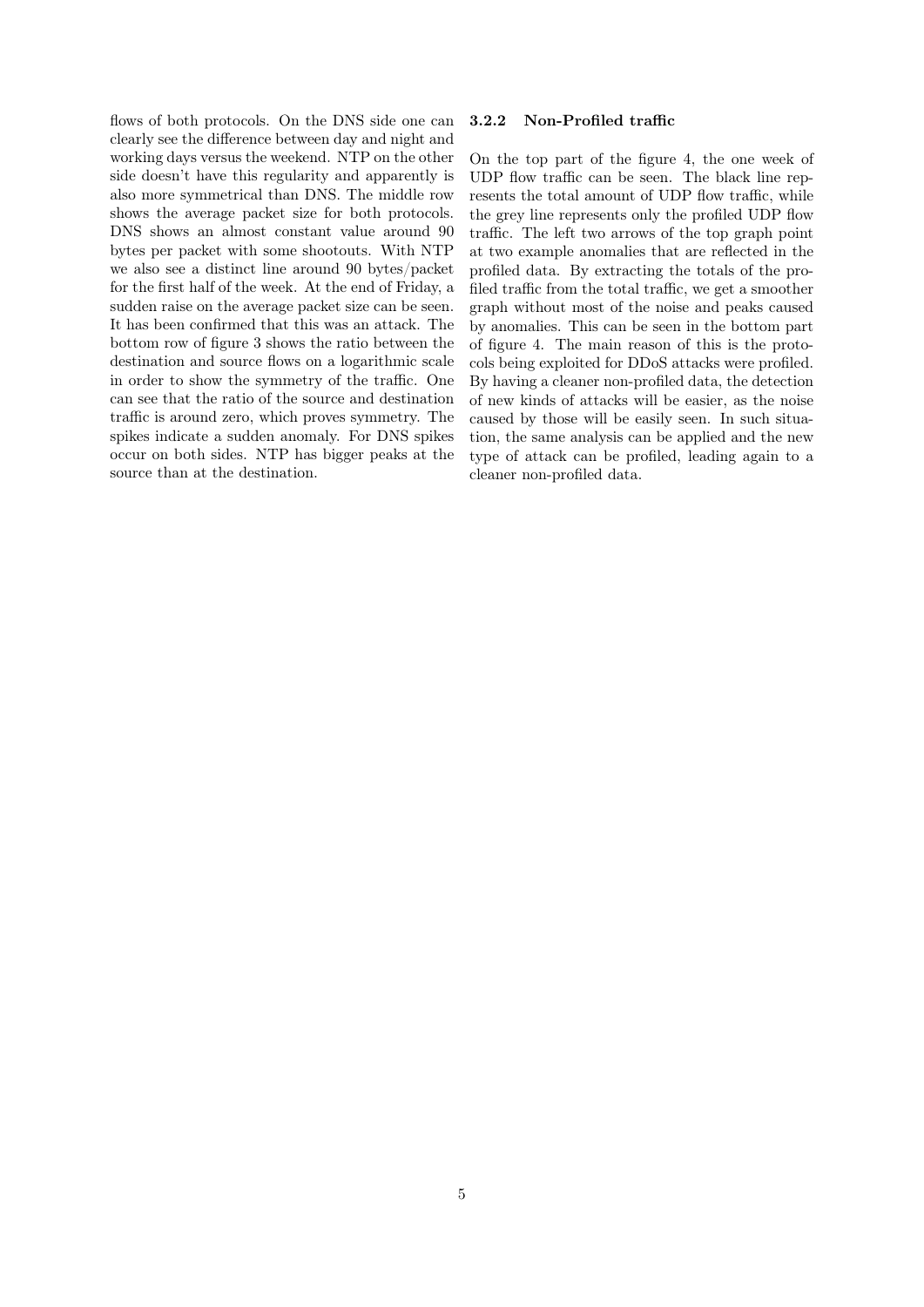flows of both protocols. On the DNS side one can clearly see the difference between day and night and working days versus the weekend. NTP on the other side doesn't have this regularity and apparently is also more symmetrical than DNS. The middle row shows the average packet size for both protocols. DNS shows an almost constant value around 90 bytes per packet with some shootouts. With NTP we also see a distinct line around 90 bytes/packet for the first half of the week. At the end of Friday, a sudden raise on the average packet size can be seen. It has been confirmed that this was an attack. The bottom row of figure 3 shows the ratio between the destination and source flows on a logarithmic scale in order to show the symmetry of the traffic. One can see that the ratio of the source and destination traffic is around zero, which proves symmetry. The spikes indicate a sudden anomaly. For DNS spikes occur on both sides. NTP has bigger peaks at the source than at the destination.

#### 3.2.2 Non-Profiled traffic

On the top part of the figure 4, the one week of UDP flow traffic can be seen. The black line represents the total amount of UDP flow traffic, while the grey line represents only the profiled UDP flow traffic. The left two arrows of the top graph point at two example anomalies that are reflected in the profiled data. By extracting the totals of the profiled traffic from the total traffic, we get a smoother graph without most of the noise and peaks caused by anomalies. This can be seen in the bottom part of figure 4. The main reason of this is the protocols being exploited for DDoS attacks were profiled. By having a cleaner non-profiled data, the detection of new kinds of attacks will be easier, as the noise caused by those will be easily seen. In such situation, the same analysis can be applied and the new type of attack can be profiled, leading again to a cleaner non-profiled data.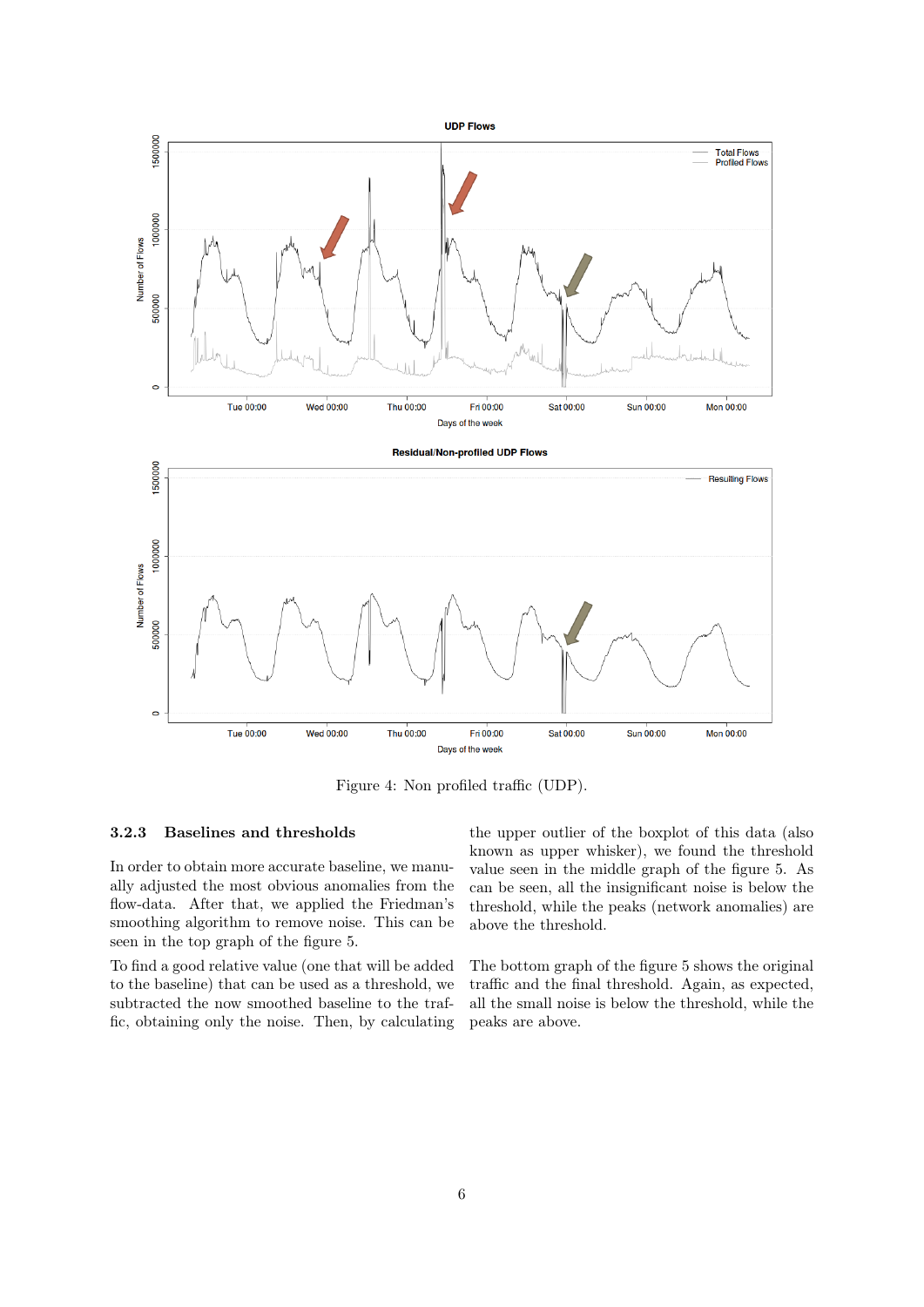UDP Flows

Total Flows
Profiled Flows

Number of Flows

0
500000
1000000
1500000

Tue 00:00
Wed 00:00
Thu 00:00
Fri 00:00
Sat 00:00
Sun 00:00
Mon 00:00

Days of the week

Residual/Non-profiled UDP Flows

Resulting Flows

Number of Flows

0
500000
1000000
1500000

Tue 00:00
Wed 00:00
Thu 00:00
Fri 00:00
Sat 00:00
Sun 00:00
Mon 00:00

Days of the week

Figure 4: Non profiled traffic (UDP).

### 3.2.3 Baselines and thresholds

In order to obtain more accurate baseline, we manually adjusted the most obvious anomalies from the flow-data. After that, we applied the Friedman's smoothing algorithm to remove noise. This can be seen in the top graph of the figure 5.

To find a good relative value (one that will be added to the baseline) that can be used as a threshold, we subtracted the now smoothed baseline to the traffic, obtaining only the noise. Then, by calculating the upper outlier of the boxplot of this data (also known as upper whisker), we found the threshold value seen in the middle graph of the figure 5. As can be seen, all the insignificant noise is below the threshold, while the peaks (network anomalies) are above the threshold.

The bottom graph of the figure 5 shows the original traffic and the final threshold. Again, as expected, all the small noise is below the threshold, while the peaks are above.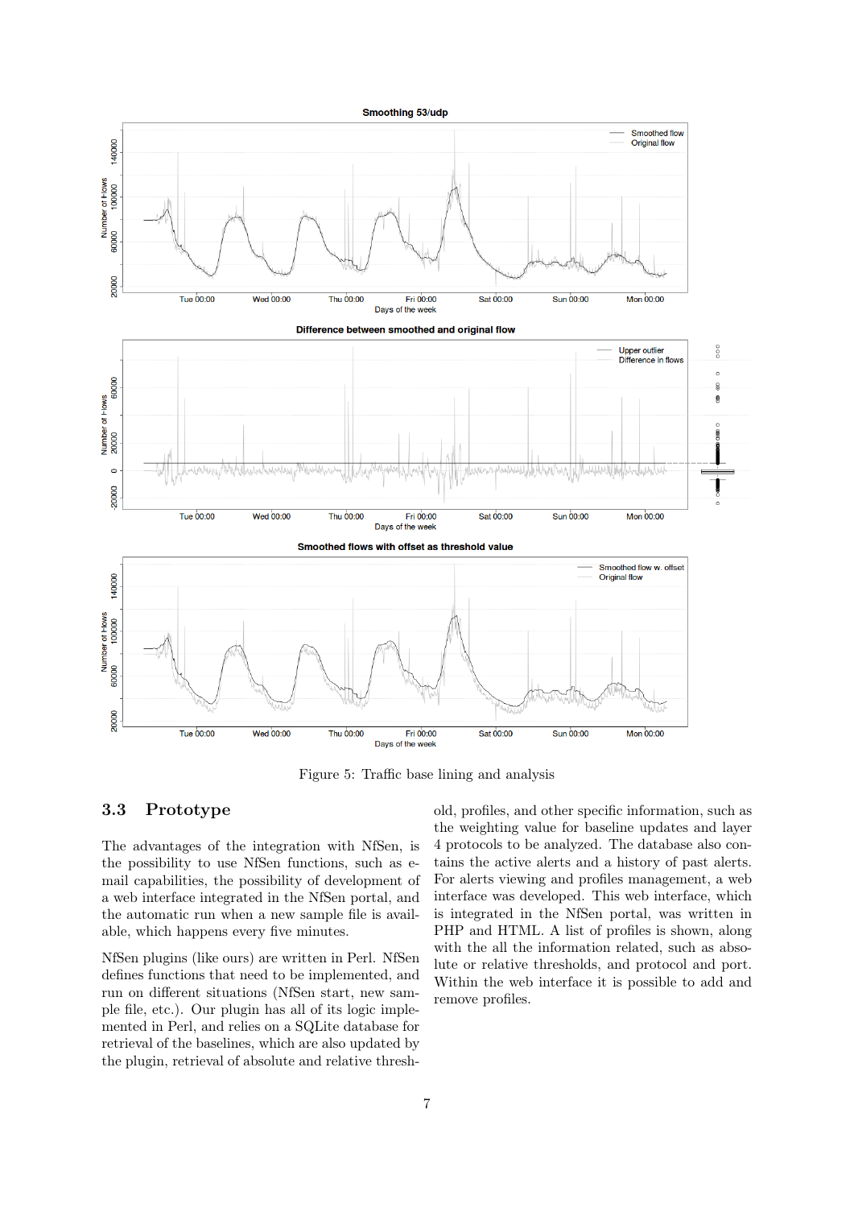Smoothing 53/udp

Number of Flows

20000 60000 100000 140000

Smoothed flow
Original flow

Tue 00:00 Wed 00:00 Thu 00:00 Fri 00:00 Sat 00:00 Sun 00:00 Mon 00:00

Days of the week

Difference between smoothed and original flow

Number of Flows

-20000 0 20000 60000

Upper outlier
Difference in flows

Tue 00:00 Wed 00:00 Thu 00:00 Fri 00:00 Sat 00:00 Sun 00:00 Mon 00:00

Days of the week

Smoothed flows with offset as threshold value

Number of Flows

20000 60000 100000 140000

Smoothed flow w. offset
Original flow

Tue 00:00 Wed 00:00 Thu 00:00 Fri 00:00 Sat 00:00 Sun 00:00 Mon 00:00

Days of the week

Figure 5: Traffic base lining and analysis

## 3.3 Prototype

The advantages of the integration with NfSen, is the possibility to use NfSen functions, such as e-mail capabilities, the possibility of development of a web interface integrated in the NfSen portal, and the automatic run when a new sample file is available, which happens every five minutes.

NfSen plugins (like ours) are written in Perl. NfSen defines functions that need to be implemented, and run on different situations (NfSen start, new sample file, etc.). Our plugin has all of its logic implemented in Perl, and relies on a SQLite database for retrieval of the baselines, which are also updated by the plugin, retrieval of absolute and relative threshold, profiles, and other specific information, such as the weighting value for baseline updates and layer 4 protocols to be analyzed. The database also contains the active alerts and a history of past alerts. For alerts viewing and profiles management, a web interface was developed. This web interface, which is integrated in the NfSen portal, was written in PHP and HTML. A list of profiles is shown, along with the all the information related, such as absolute or relative thresholds, and protocol and port. Within the web interface it is possible to add and remove profiles.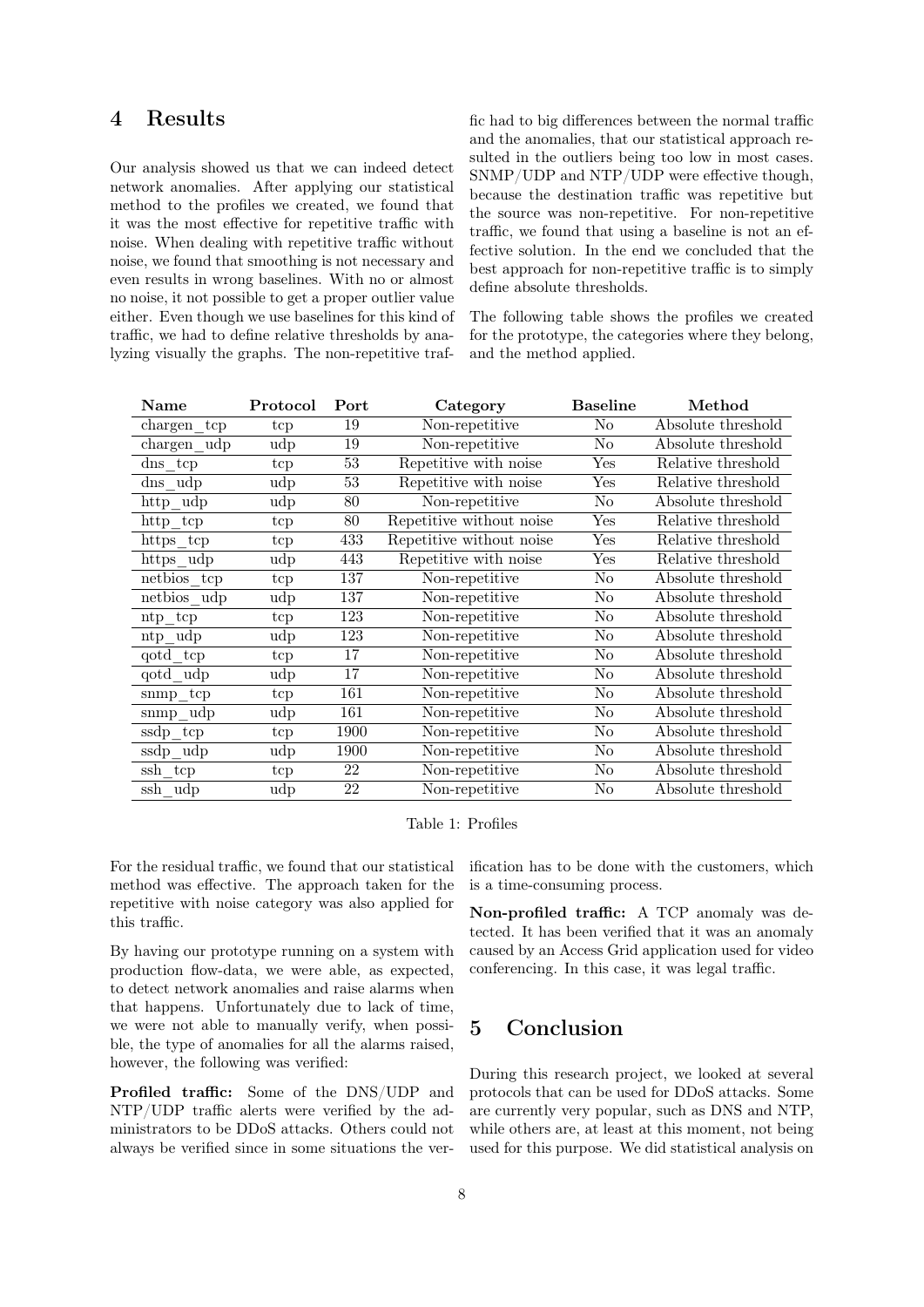## 4 Results

Our analysis showed us that we can indeed detect network anomalies. After applying our statistical method to the profiles we created, we found that it was the most effective for repetitive traffic with noise. When dealing with repetitive traffic without noise, we found that smoothing is not necessary and even results in wrong baselines. With no or almost no noise, it not possible to get a proper outlier value either. Even though we use baselines for this kind of traffic, we had to define relative thresholds by analyzing visually the graphs. The non-repetitive traffic had to big differences between the normal traffic and the anomalies, that our statistical approach resulted in the outliers being too low in most cases. SNMP/UDP and NTP/UDP were effective though, because the destination traffic was repetitive but the source was non-repetitive. For non-repetitive traffic, we found that using a baseline is not an effective solution. In the end we concluded that the best approach for non-repetitive traffic is to simply define absolute thresholds.

The following table shows the profiles we created for the prototype, the categories where they belong, and the method applied.

| Name | Protocol | Port | Category | Baseline | Method |
|---|---|---|---|---|---|
| chargen_tcp | tcp | 19 | Non-repetitive | No | Absolute threshold |
| chargen_udp | udp | 19 | Non-repetitive | No | Absolute threshold |
| dns_tcp | tcp | 53 | Repetitive with noise | Yes | Relative threshold |
| dns_udp | udp | 53 | Repetitive with noise | Yes | Relative threshold |
| http_udp | udp | 80 | Non-repetitive | No | Absolute threshold |
| http_tcp | tcp | 80 | Repetitive without noise | Yes | Relative threshold |
| https_tcp | tcp | 433 | Repetitive without noise | Yes | Relative threshold |
| https_udp | udp | 443 | Repetitive with noise | Yes | Relative threshold |
| netbios_tcp | tcp | 137 | Non-repetitive | No | Absolute threshold |
| netbios_udp | udp | 137 | Non-repetitive | No | Absolute threshold |
| ntp_tcp | tcp | 123 | Non-repetitive | No | Absolute threshold |
| ntp_udp | udp | 123 | Non-repetitive | No | Absolute threshold |
| qotd_tcp | tcp | 17 | Non-repetitive | No | Absolute threshold |
| qotd_udp | udp | 17 | Non-repetitive | No | Absolute threshold |
| snmp_tcp | tcp | 161 | Non-repetitive | No | Absolute threshold |
| snmp_udp | udp | 161 | Non-repetitive | No | Absolute threshold |
| ssdp_tcp | tcp | 1900 | Non-repetitive | No | Absolute threshold |
| ssdp_udp | udp | 1900 | Non-repetitive | No | Absolute threshold |
| ssh_tcp | tcp | 22 | Non-repetitive | No | Absolute threshold |
| ssh_udp | udp | 22 | Non-repetitive | No | Absolute threshold |

Table 1: Profiles

For the residual traffic, we found that our statistical method was effective. The approach taken for the repetitive with noise category was also applied for this traffic.

By having our prototype running on a system with production flow-data, we were able, as expected, to detect network anomalies and raise alarms when that happens. Unfortunately due to lack of time, we were not able to manually verify, when possible, the type of anomalies for all the alarms raised, however, the following was verified:

**Profiled traffic:** Some of the DNS/UDP and NTP/UDP traffic alerts were verified by the administrators to be DDoS attacks. Others could not always be verified since in some situations the verification has to be done with the customers, which is a time-consuming process.

**Non-profiled traffic:** A TCP anomaly was detected. It has been verified that it was an anomaly caused by an Access Grid application used for video conferencing. In this case, it was legal traffic.

## 5 Conclusion

During this research project, we looked at several protocols that can be used for DDoS attacks. Some are currently very popular, such as DNS and NTP, while others are, at least at this moment, not being used for this purpose. We did statistical analysis on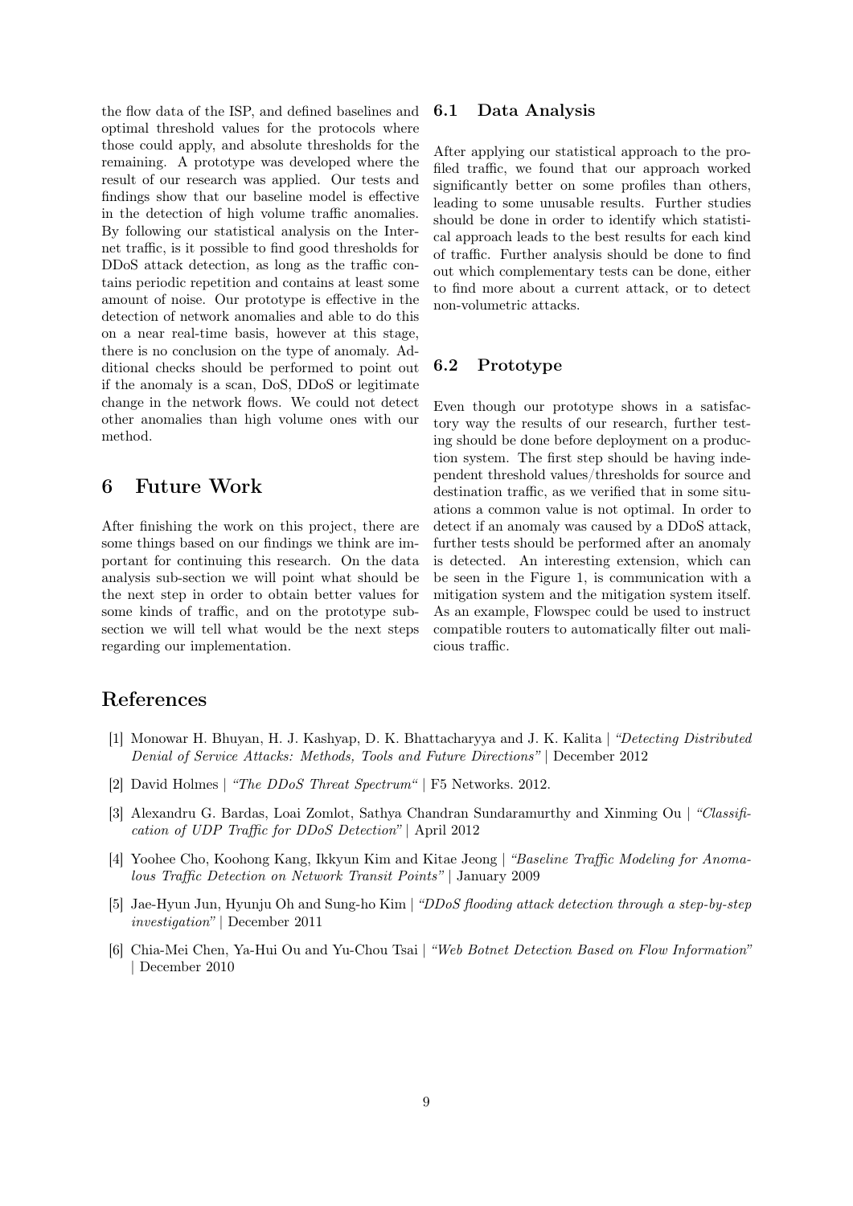the flow data of the ISP, and defined baselines and optimal threshold values for the protocols where those could apply, and absolute thresholds for the remaining. A prototype was developed where the result of our research was applied. Our tests and findings show that our baseline model is effective in the detection of high volume traffic anomalies. By following our statistical analysis on the Internet traffic, is it possible to find good thresholds for DDoS attack detection, as long as the traffic contains periodic repetition and contains at least some amount of noise. Our prototype is effective in the detection of network anomalies and able to do this on a near real-time basis, however at this stage, there is no conclusion on the type of anomaly. Additional checks should be performed to point out if the anomaly is a scan, DoS, DDoS or legitimate change in the network flows. We could not detect other anomalies than high volume ones with our method.

# 6 Future Work

After finishing the work on this project, there are some things based on our findings we think are important for continuing this research. On the data analysis sub-section we will point what should be the next step in order to obtain better values for some kinds of traffic, and on the prototype subsection we will tell what would be the next steps regarding our implementation.

## 6.1 Data Analysis

After applying our statistical approach to the profiled traffic, we found that our approach worked significantly better on some profiles than others, leading to some unusable results. Further studies should be done in order to identify which statistical approach leads to the best results for each kind of traffic. Further analysis should be done to find out which complementary tests can be done, either to find more about a current attack, or to detect non-volumetric attacks.

## 6.2 Prototype

Even though our prototype shows in a satisfactory way the results of our research, further testing should be done before deployment on a production system. The first step should be having independent threshold values/thresholds for source and destination traffic, as we verified that in some situations a common value is not optimal. In order to detect if an anomaly was caused by a DDoS attack, further tests should be performed after an anomaly is detected. An interesting extension, which can be seen in the Figure 1, is communication with a mitigation system and the mitigation system itself. As an example, Flowspec could be used to instruct compatible routers to automatically filter out malicious traffic.

# References

[1] Monowar H. Bhuyan, H. J. Kashyap, D. K. Bhattacharyya and J. K. Kalita | *"Detecting Distributed Denial of Service Attacks: Methods, Tools and Future Directions"* | December 2012

[2] David Holmes | *"The DDoS Threat Spectrum"* | F5 Networks. 2012.

[3] Alexandru G. Bardas, Loai Zomlot, Sathya Chandran Sundaramurthy and Xinming Ou | *"Classification of UDP Traffic for DDoS Detection"* | April 2012

[4] Yoohee Cho, Koohong Kang, Ikkyun Kim and Kitae Jeong | *"Baseline Traffic Modeling for Anomalous Traffic Detection on Network Transit Points"* | January 2009

[5] Jae-Hyun Jun, Hyunju Oh and Sung-ho Kim | *"DDoS flooding attack detection through a step-by-step investigation"* | December 2011

[6] Chia-Mei Chen, Ya-Hui Ou and Yu-Chou Tsai | *"Web Botnet Detection Based on Flow Information"* | December 2010